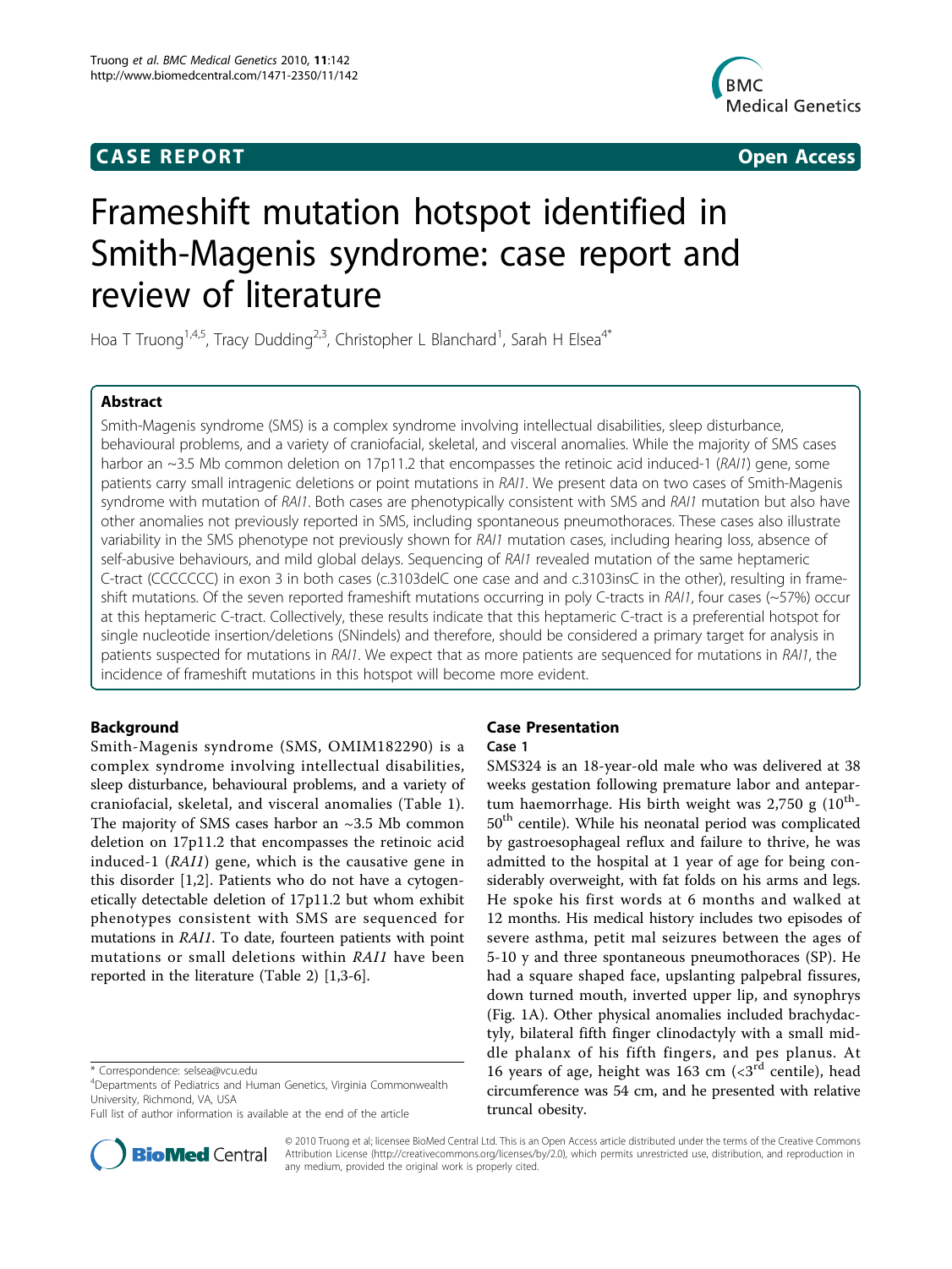**CASE REPORT** **Open Access**

# Frameshift mutation hotspot identified in Smith-Magenis syndrome: case report and review of literature

Hoa T Truong[1,4,5], Tracy Dudding[2,3], Christopher L Blanchard[1], Sarah H Elsea[4*]

## Abstract

Smith-Magenis syndrome (SMS) is a complex syndrome involving intellectual disabilities, sleep disturbance, behavioural problems, and a variety of craniofacial, skeletal, and visceral anomalies. While the majority of SMS cases harbor an ~3.5 Mb common deletion on 17p11.2 that encompasses the retinoic acid induced-1 (*RAI1*) gene, some patients carry small intragenic deletions or point mutations in *RAI1*. We present data on two cases of Smith-Magenis syndrome with mutation of *RAI1*. Both cases are phenotypically consistent with SMS and *RAI1* mutation but also have other anomalies not previously reported in SMS, including spontaneous pneumothoraces. These cases also illustrate variability in the SMS phenotype not previously shown for *RAI1* mutation cases, including hearing loss, absence of self-abusive behaviours, and mild global delays. Sequencing of *RAI1* revealed mutation of the same heptameric C-tract (CCCCCCC) in exon 3 in both cases (c.3103delC one case and and c.3103insC in the other), resulting in frameshift mutations. Of the seven reported frameshift mutations occurring in poly C-tracts in *RAI1*, four cases (~57%) occur at this heptameric C-tract. Collectively, these results indicate that this heptameric C-tract is a preferential hotspot for single nucleotide insertion/deletions (SNindels) and therefore, should be considered a primary target for analysis in patients suspected for mutations in *RAI1*. We expect that as more patients are sequenced for mutations in *RAI1*, the incidence of frameshift mutations in this hotspot will become more evident.

## Background

Smith-Magenis syndrome (SMS, OMIM182290) is a complex syndrome involving intellectual disabilities, sleep disturbance, behavioural problems, and a variety of craniofacial, skeletal, and visceral anomalies (Table 1). The majority of SMS cases harbor an ~3.5 Mb common deletion on 17p11.2 that encompasses the retinoic acid induced-1 (*RAI1*) gene, which is the causative gene in this disorder [1,2]. Patients who do not have a cytogenetically detectable deletion of 17p11.2 but whom exhibit phenotypes consistent with SMS are sequenced for mutations in *RAI1*. To date, fourteen patients with point mutations or small deletions within *RAI1* have been reported in the literature (Table 2) [1,3-6].

## Case Presentation

### Case 1

SMS324 is an 18-year-old male who was delivered at 38 weeks gestation following premature labor and antepartum haemorrhage. His birth weight was 2,750 g (10th-50th centile). While his neonatal period was complicated by gastroesophageal reflux and failure to thrive, he was admitted to the hospital at 1 year of age for being considerably overweight, with fat folds on his arms and legs. He spoke his first words at 6 months and walked at 12 months. His medical history includes two episodes of severe asthma, petit mal seizures between the ages of 5-10 y and three spontaneous pneumothoraces (SP). He had a square shaped face, upslanting palpebral fissures, down turned mouth, inverted upper lip, and synophrys (Fig. 1A). Other physical anomalies included brachydactyly, bilateral fifth finger clinodactyly with a small middle phalanx of his fifth fingers, and pes planus. At 16 years of age, height was 163 cm (<3rd centile), head circumference was 54 cm, and he presented with relative truncal obesity.

\* Correspondence: selsea@vcu.edu
[4]Departments of Pediatrics and Human Genetics, Virginia Commonwealth University, Richmond, VA, USA
Full list of author information is available at the end of the article

© 2010 Truong et al; licensee BioMed Central Ltd. This is an Open Access article distributed under the terms of the Creative Commons Attribution License (http://creativecommons.org/licenses/by/2.0), which permits unrestricted use, distribution, and reproduction in any medium, provided the original work is properly cited.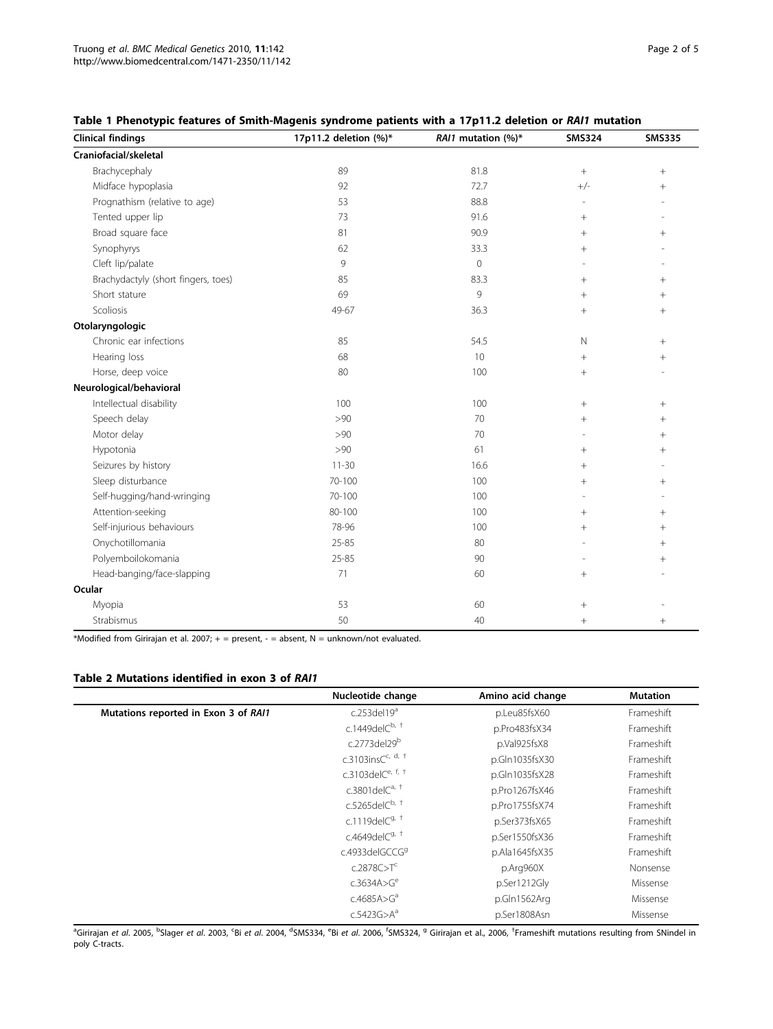**Table 1 Phenotypic features of Smith-Magenis syndrome patients with a 17p11.2 deletion or *RAI1* mutation**

| Clinical findings | 17p11.2 deletion (%)* | *RAI1* mutation (%)* | SMS324 | SMS335 |
|---|---|---|---|---|
| **Craniofacial/skeletal** | | | | |
| Brachycephaly | 89 | 81.8 | + | + |
| Midface hypoplasia | 92 | 72.7 | +/- | + |
| Prognathism (relative to age) | 53 | 88.8 | - | - |
| Tented upper lip | 73 | 91.6 | + | - |
| Broad square face | 81 | 90.9 | + | + |
| Synophyrys | 62 | 33.3 | + | - |
| Cleft lip/palate | 9 | 0 | - | - |
| Brachydactyly (short fingers, toes) | 85 | 83.3 | + | + |
| Short stature | 69 | 9 | + | + |
| Scoliosis | 49-67 | 36.3 | + | + |
| **Otolaryngologic** | | | | |
| Chronic ear infections | 85 | 54.5 | N | + |
| Hearing loss | 68 | 10 | + | + |
| Horse, deep voice | 80 | 100 | + | - |
| **Neurological/behavioral** | | | | |
| Intellectual disability | 100 | 100 | + | + |
| Speech delay | >90 | 70 | + | + |
| Motor delay | >90 | 70 | - | + |
| Hypotonia | >90 | 61 | + | + |
| Seizures by history | 11-30 | 16.6 | + | - |
| Sleep disturbance | 70-100 | 100 | + | + |
| Self-hugging/hand-wringing | 70-100 | 100 | - | - |
| Attention-seeking | 80-100 | 100 | + | + |
| Self-injurious behaviours | 78-96 | 100 | + | + |
| Onychotillomania | 25-85 | 80 | - | + |
| Polyemboilokomania | 25-85 | 90 | - | + |
| Head-banging/face-slapping | 71 | 60 | + | - |
| **Ocular** | | | | |
| Myopia | 53 | 60 | + | - |
| Strabismus | 50 | 40 | + | + |

*Modified from Girirajan et al. 2007; + = present, - = absent, N = unknown/not evaluated.

**Table 2 Mutations identified in exon 3 of *RAI1***

| | Nucleotide change | Amino acid change | Mutation |
|---|---|---|---|
| **Mutations reported in Exon 3 of *RAI1*** | c.253del19[a] | p.Leu85fsX60 | Frameshift |
| | c.1449delC[b, †] | p.Pro483fsX34 | Frameshift |
| | c.2773del29[b] | p.Val925fsX8 | Frameshift |
| | c.3103insC[c, d, †] | p.Gln1035fsX30 | Frameshift |
| | c.3103delC[e, f, †] | p.Gln1035fsX28 | Frameshift |
| | c.3801delC[a, †] | p.Pro1267fsX46 | Frameshift |
| | c.5265delC[b, †] | p.Pro1755fsX74 | Frameshift |
| | c.1119delC[g, †] | p.Ser373fsX65 | Frameshift |
| | c.4649delC[g, †] | p.Ser1550fsX36 | Frameshift |
| | c.4933delGCCG[g] | p.Ala1645fsX35 | Frameshift |
| | c.2878C>T[c] | p.Arg960X | Nonsense |
| | c.3634A>G[e] | p.Ser1212Gly | Missense |
| | c.4685A>G[a] | p.Gln1562Arg | Missense |
| | c.5423G>A[a] | p.Ser1808Asn | Missense |

[a]Girirajan *et al.* 2005, [b]Slager *et al.* 2003, [c]Bi *et al.* 2004, [d]SMS334, [e]Bi *et al.* 2006, [f]SMS324, [g] Girirajan et al., 2006, [†]Frameshift mutations resulting from SNindel in poly C-tracts.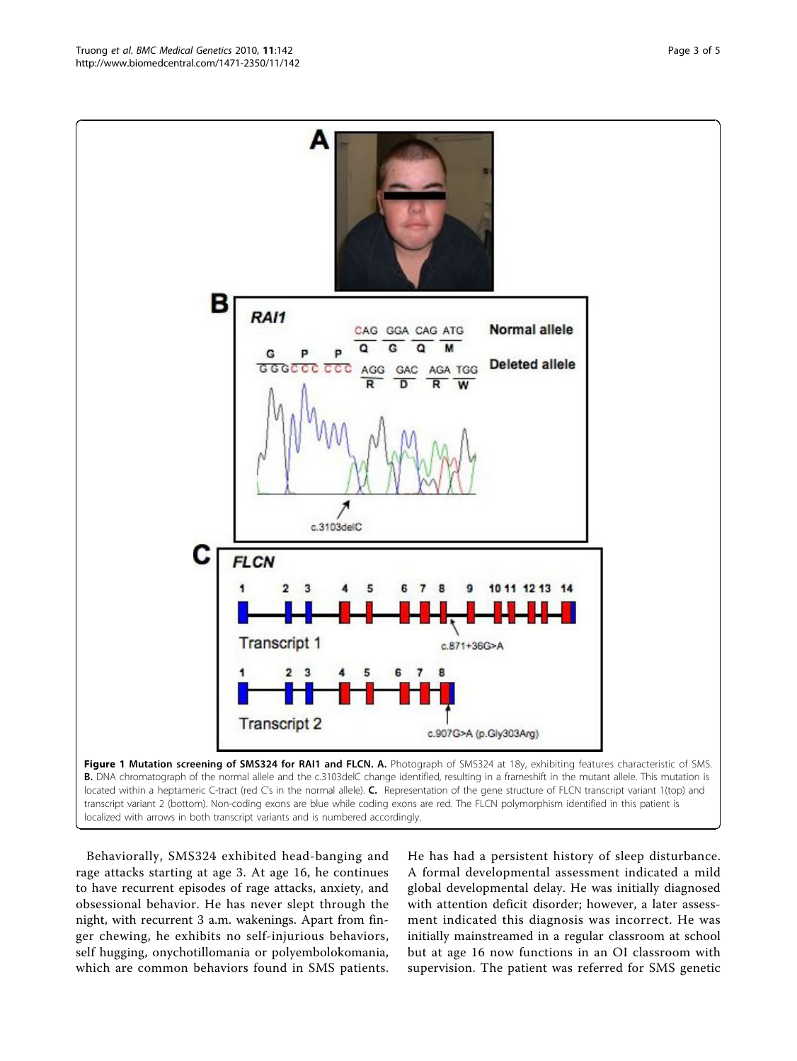**Figure 1 Mutation screening of SMS324 for RAI1 and FLCN. A.** Photograph of SMS324 at 18y, exhibiting features characteristic of SMS. **B.** DNA chromatograph of the normal allele and the c.3103delC change identified, resulting in a frameshift in the mutant allele. This mutation is located within a heptameric C-tract (red C's in the normal allele). **C.** Representation of the gene structure of FLCN transcript variant 1(top) and transcript variant 2 (bottom). Non-coding exons are blue while coding exons are red. The FLCN polymorphism identified in this patient is localized with arrows in both transcript variants and is numbered accordingly.

Behaviorally, SMS324 exhibited head-banging and rage attacks starting at age 3. At age 16, he continues to have recurrent episodes of rage attacks, anxiety, and obsessional behavior. He has never slept through the night, with recurrent 3 a.m. wakenings. Apart from finger chewing, he exhibits no self-injurious behaviors, self hugging, onychotillomania or polyembolokomania, which are common behaviors found in SMS patients. He has had a persistent history of sleep disturbance. A formal developmental assessment indicated a mild global developmental delay. He was initially diagnosed with attention deficit disorder; however, a later assessment indicated this diagnosis was incorrect. He was initially mainstreamed in a regular classroom at school but at age 16 now functions in an OI classroom with supervision. The patient was referred for SMS genetic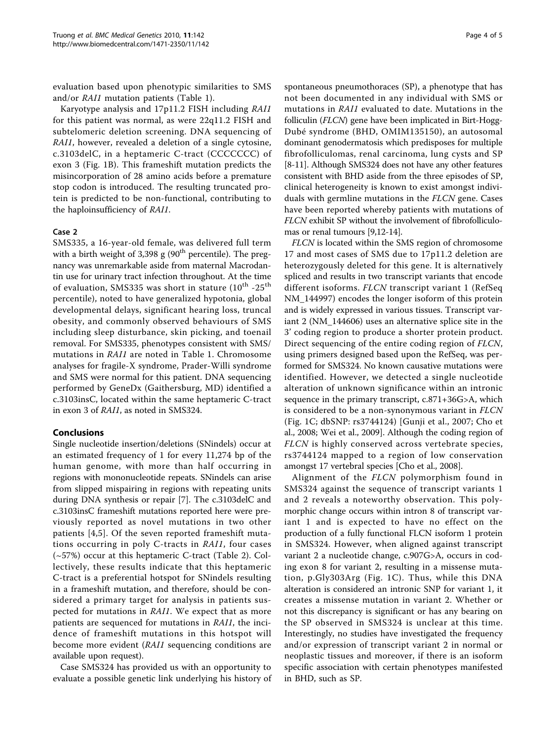evaluation based upon phenotypic similarities to SMS and/or *RAI1* mutation patients (Table 1).

Karyotype analysis and 17p11.2 FISH including *RAI1* for this patient was normal, as were 22q11.2 FISH and subtelomeric deletion screening. DNA sequencing of *RAI1*, however, revealed a deletion of a single cytosine, c.3103delC, in a heptameric C-tract (CCCCCCC) of exon 3 (Fig. 1B). This frameshift mutation predicts the misincorporation of 28 amino acids before a premature stop codon is introduced. The resulting truncated protein is predicted to be non-functional, contributing to the haploinsufficiency of *RAI1*.

### Case 2

SMS335, a 16-year-old female, was delivered full term with a birth weight of 3,398 g (90[th] percentile). The pregnancy was unremarkable aside from maternal Macrodantin use for urinary tract infection throughout. At the time of evaluation, SMS335 was short in stature (10[th] -25[th] percentile), noted to have generalized hypotonia, global developmental delays, significant hearing loss, truncal obesity, and commonly observed behaviours of SMS including sleep disturbance, skin picking, and toenail removal. For SMS335, phenotypes consistent with SMS/ mutations in *RAI1* are noted in Table 1. Chromosome analyses for fragile-X syndrome, Prader-Willi syndrome and SMS were normal for this patient. DNA sequencing performed by GeneDx (Gaithersburg, MD) identified a c.3103insC, located within the same heptameric C-tract in exon 3 of *RAI1*, as noted in SMS324.

## Conclusions

Single nucleotide insertion/deletions (SNindels) occur at an estimated frequency of 1 for every 11,274 bp of the human genome, with more than half occurring in regions with mononucleotide repeats. SNindels can arise from slipped mispairing in regions with repeating units during DNA synthesis or repair [7]. The c.3103delC and c.3103insC frameshift mutations reported here were previously reported as novel mutations in two other patients [4,5]. Of the seven reported frameshift mutations occurring in poly C-tracts in *RAI1*, four cases (~57%) occur at this heptameric C-tract (Table 2). Collectively, these results indicate that this heptameric C-tract is a preferential hotspot for SNindels resulting in a frameshift mutation, and therefore, should be considered a primary target for analysis in patients suspected for mutations in *RAI1*. We expect that as more patients are sequenced for mutations in *RAI1*, the incidence of frameshift mutations in this hotspot will become more evident (*RAI1* sequencing conditions are available upon request).

Case SMS324 has provided us with an opportunity to evaluate a possible genetic link underlying his history of spontaneous pneumothoraces (SP), a phenotype that has not been documented in any individual with SMS or mutations in *RAI1* evaluated to date. Mutations in the folliculin (*FLCN*) gene have been implicated in Birt-Hogg-Dubé syndrome (BHD, OMIM135150), an autosomal dominant genodermatosis which predisposes for multiple fibrofolliculomas, renal carcinoma, lung cysts and SP [8-11]. Although SMS324 does not have any other features consistent with BHD aside from the three episodes of SP, clinical heterogeneity is known to exist amongst individuals with germline mutations in the *FLCN* gene. Cases have been reported whereby patients with mutations of *FLCN* exhibit SP without the involvement of fibrofolliculomas or renal tumours [9,12-14].

*FLCN* is located within the SMS region of chromosome 17 and most cases of SMS due to 17p11.2 deletion are heterozygously deleted for this gene. It is alternatively spliced and results in two transcript variants that encode different isoforms. *FLCN* transcript variant 1 (RefSeq NM_144997) encodes the longer isoform of this protein and is widely expressed in various tissues. Transcript variant 2 (NM_144606) uses an alternative splice site in the 3' coding region to produce a shorter protein product. Direct sequencing of the entire coding region of *FLCN*, using primers designed based upon the RefSeq, was performed for SMS324. No known causative mutations were identified. However, we detected a single nucleotide alteration of unknown significance within an intronic sequence in the primary transcript, c.871+36G>A, which is considered to be a non-synonymous variant in *FLCN* (Fig. 1C; dbSNP: rs3744124) [Gunji et al., 2007; Cho et al., 2008; Wei et al., 2009]. Although the coding region of *FLCN* is highly conserved across vertebrate species, rs3744124 mapped to a region of low conservation amongst 17 vertebral species [Cho et al., 2008].

Alignment of the *FLCN* polymorphism found in SMS324 against the sequence of transcript variants 1 and 2 reveals a noteworthy observation. This polymorphic change occurs within intron 8 of transcript variant 1 and is expected to have no effect on the production of a fully functional FLCN isoform 1 protein in SMS324. However, when aligned against transcript variant 2 a nucleotide change, c.907G>A, occurs in coding exon 8 for variant 2, resulting in a missense mutation, p.Gly303Arg (Fig. 1C). Thus, while this DNA alteration is considered an intronic SNP for variant 1, it creates a missense mutation in variant 2. Whether or not this discrepancy is significant or has any bearing on the SP observed in SMS324 is unclear at this time. Interestingly, no studies have investigated the frequency and/or expression of transcript variant 2 in normal or neoplastic tissues and moreover, if there is an isoform specific association with certain phenotypes manifested in BHD, such as SP.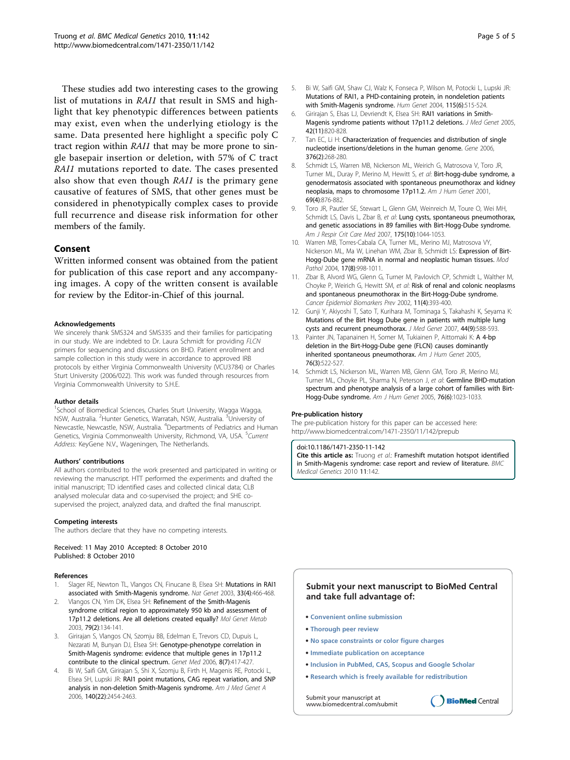These studies add two interesting cases to the growing list of mutations in *RAI1* that result in SMS and highlight that key phenotypic differences between patients may exist, even when the underlying etiology is the same. Data presented here highlight a specific poly C tract region within *RAI1* that may be more prone to single basepair insertion or deletion, with 57% of C tract *RAI1* mutations reported to date. The cases presented also show that even though *RAI1* is the primary gene causative of features of SMS, that other genes must be considered in phenotypically complex cases to provide full recurrence and disease risk information for other members of the family.

## Consent

Written informed consent was obtained from the patient for publication of this case report and any accompanying images. A copy of the written consent is available for review by the Editor-in-Chief of this journal.

#### Acknowledgements

We sincerely thank SMS324 and SMS335 and their families for participating in our study. We are indebted to Dr. Laura Schmidt for providing *FLCN* primers for sequencing and discussions on BHD. Patient enrollment and sample collection in this study were in accordance to approved IRB protocols by either Virginia Commonwealth University (VCU3784) or Charles Sturt University (2006/022). This work was funded through resources from Virginia Commonwealth University to S.H.E.

#### Author details

[1]School of Biomedical Sciences, Charles Sturt University, Wagga Wagga, NSW, Australia. [2]Hunter Genetics, Warratah, NSW, Australia. [3]University of Newcastle, Newcastle, NSW, Australia. [4]Departments of Pediatrics and Human Genetics, Virginia Commonwealth University, Richmond, VA, USA. [5]*Current Address:* KeyGene N.V., Wageningen, The Netherlands.

#### Authors' contributions

All authors contributed to the work presented and participated in writing or reviewing the manuscript. HTT performed the experiments and drafted the initial manuscript; TD identified cases and collected clinical data; CLB analysed molecular data and co-supervised the project; and SHE co-supervised the project, analyzed data, and drafted the final manuscript.

#### Competing interests

The authors declare that they have no competing interests.

Received: 11 May 2010 Accepted: 8 October 2010
Published: 8 October 2010

#### References

1. Slager RE, Newton TL, Vlangos CN, Finucane B, Elsea SH: **Mutations in RAI1 associated with Smith-Magenis syndrome.** *Nat Genet* 2003, **33(4)**:466-468.
2. Vlangos CN, Yim DK, Elsea SH: **Refinement of the Smith-Magenis syndrome critical region to approximately 950 kb and assessment of 17p11.2 deletions. Are all deletions created equally?** *Mol Genet Metab* 2003, **79(2)**:134-141.
3. Girirajan S, Vlangos CN, Szomju BB, Edelman E, Trevors CD, Dupuis L, Nezarati M, Bunyan DJ, Elsea SH: **Genotype-phenotype correlation in Smith-Magenis syndrome: evidence that multiple genes in 17p11.2 contribute to the clinical spectrum.** *Genet Med* 2006, **8(7)**:417-427.
4. Bi W, Saifi GM, Girirajan S, Shi X, Szomju B, Firth H, Magenis RE, Potocki L, Elsea SH, Lupski JR: **RAI1 point mutations, CAG repeat variation, and SNP analysis in non-deletion Smith-Magenis syndrome.** *Am J Med Genet A* 2006, **140(22)**:2454-2463.
5. Bi W, Saifi GM, Shaw CJ, Walz K, Fonseca P, Wilson M, Potocki L, Lupski JR: **Mutations of RAI1, a PHD-containing protein, in nondeletion patients with Smith-Magenis syndrome.** *Hum Genet* 2004, **115(6)**:515-524.
6. Girirajan S, Elsas LJ, Devriendt K, Elsea SH: **RAI1 variations in Smith-Magenis syndrome patients without 17p11.2 deletions.** *J Med Genet* 2005, **42(11)**:820-828.
7. Tan EC, Li H: **Characterization of frequencies and distribution of single nucleotide insertions/deletions in the human genome.** *Gene* 2006, **376(2)**:268-280.
8. Schmidt LS, Warren MB, Nickerson ML, Weirich G, Matrosova V, Toro JR, Turner ML, Duray P, Merino M, Hewitt S, *et al*: **Birt-hogg-dube syndrome, a genodermatosis associated with spontaneous pneumothorax and kidney neoplasia, maps to chromosome 17p11.2.** *Am J Hum Genet* 2001, **69(4)**:876-882.
9. Toro JR, Pautler SE, Stewart L, Glenn GM, Weinreich M, Toure O, Wei MH, Schmidt LS, Davis L, Zbar B, *et al*: **Lung cysts, spontaneous pneumothorax, and genetic associations in 89 families with Birt-Hogg-Dube syndrome.** *Am J Respir Crit Care Med* 2007, **175(10)**:1044-1053.
10. Warren MB, Torres-Cabala CA, Turner ML, Merino MJ, Matrosova VY, Nickerson ML, Ma W, Linehan WM, Zbar B, Schmidt LS: **Expression of Birt-Hogg-Dube gene mRNA in normal and neoplastic human tissues.** *Mod Pathol* 2004, **17(8)**:998-1011.
11. Zbar B, Alvord WG, Glenn G, Turner M, Pavlovich CP, Schmidt L, Walther M, Choyke P, Weirich G, Hewitt SM, *et al*: **Risk of renal and colonic neoplasms and spontaneous pneumothorax in the Birt-Hogg-Dube syndrome.** *Cancer Epidemiol Biomarkers Prev* 2002, **11(4)**:393-400.
12. Gunji Y, Akiyoshi T, Sato T, Kurihara M, Tominaga S, Takahashi K, Seyama K: **Mutations of the Birt Hogg Dube gene in patients with multiple lung cysts and recurrent pneumothorax.** *J Med Genet* 2007, **44(9)**:588-593.
13. Painter JN, Tapanainen H, Somer M, Tukiainen P, Aittomaki K: **A 4-bp deletion in the Birt-Hogg-Dube gene (FLCN) causes dominantly inherited spontaneous pneumothorax.** *Am J Hum Genet* 2005, **76(3)**:522-527.
14. Schmidt LS, Nickerson ML, Warren MB, Glenn GM, Toro JR, Merino MJ, Turner ML, Choyke PL, Sharma N, Peterson J, *et al*: **Germline BHD-mutation spectrum and phenotype analysis of a large cohort of families with Birt-Hogg-Dube syndrome.** *Am J Hum Genet* 2005, **76(6)**:1023-1033.

#### Pre-publication history

The pre-publication history for this paper can be accessed here:
http://www.biomedcentral.com/1471-2350/11/142/prepub

doi:10.1186/1471-2350-11-142

**Cite this article as:** Truong *et al.*: Frameshift mutation hotspot identified in Smith-Magenis syndrome: case report and review of literature. *BMC Medical Genetics* 2010 **11**:142.

**Submit your next manuscript to BioMed Central and take full advantage of:**

- Convenient online submission
- Thorough peer review
- No space constraints or color figure charges
- Immediate publication on acceptance
- Inclusion in PubMed, CAS, Scopus and Google Scholar
- Research which is freely available for redistribution

Submit your manuscript at www.biomedcentral.com/submit

BioMed Central